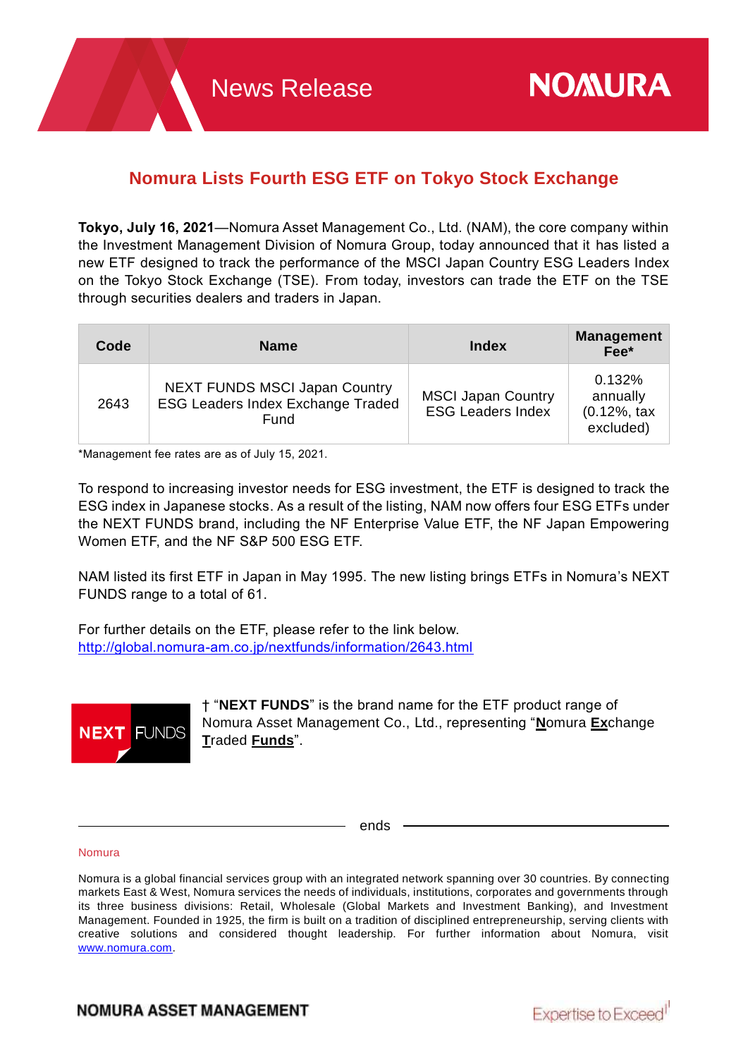# Nomura Lists Fourth ESG ETF on Tokyo Stock Exchange

**Tokyo, July 16, 2021**—Nomura Asset Management Co., Ltd. (NAM), the core company within the Investment Management Division of Nomura Group, today announced that it has listed a new ETF designed to track the performance of the MSCI Japan Country ESG Leaders Index on the Tokyo Stock Exchange (TSE). From today, investors can trade the ETF on the TSE through securities dealers and traders in Japan.

| Code | Name | Index | Management Fee* |
|---|---|---|---|
| 2643 | NEXT FUNDS MSCI Japan Country ESG Leaders Index Exchange Traded Fund | MSCI Japan Country ESG Leaders Index | 0.132% annually (0.12%, tax excluded) |

*Management fee rates are as of July 15, 2021.

To respond to increasing investor needs for ESG investment, the ETF is designed to track the ESG index in Japanese stocks. As a result of the listing, NAM now offers four ESG ETFs under the NEXT FUNDS brand, including the NF Enterprise Value ETF, the NF Japan Empowering Women ETF, and the NF S&P 500 ESG ETF.

NAM listed its first ETF in Japan in May 1995. The new listing brings ETFs in Nomura's NEXT FUNDS range to a total of 61.

For further details on the ETF, please refer to the link below.
http://global.nomura-am.co.jp/nextfunds/information/2643.html

NEXT FUNDS

† "**NEXT FUNDS**" is the brand name for the ETF product range of Nomura Asset Management Co., Ltd., representing "**N**omura **Ex**change **T**raded **Funds**".

ends

Nomura

Nomura is a global financial services group with an integrated network spanning over 30 countries. By connecting markets East & West, Nomura services the needs of individuals, institutions, corporates and governments through its three business divisions: Retail, Wholesale (Global Markets and Investment Banking), and Investment Management. Founded in 1925, the firm is built on a tradition of disciplined entrepreneurship, serving clients with creative solutions and considered thought leadership. For further information about Nomura, visit www.nomura.com.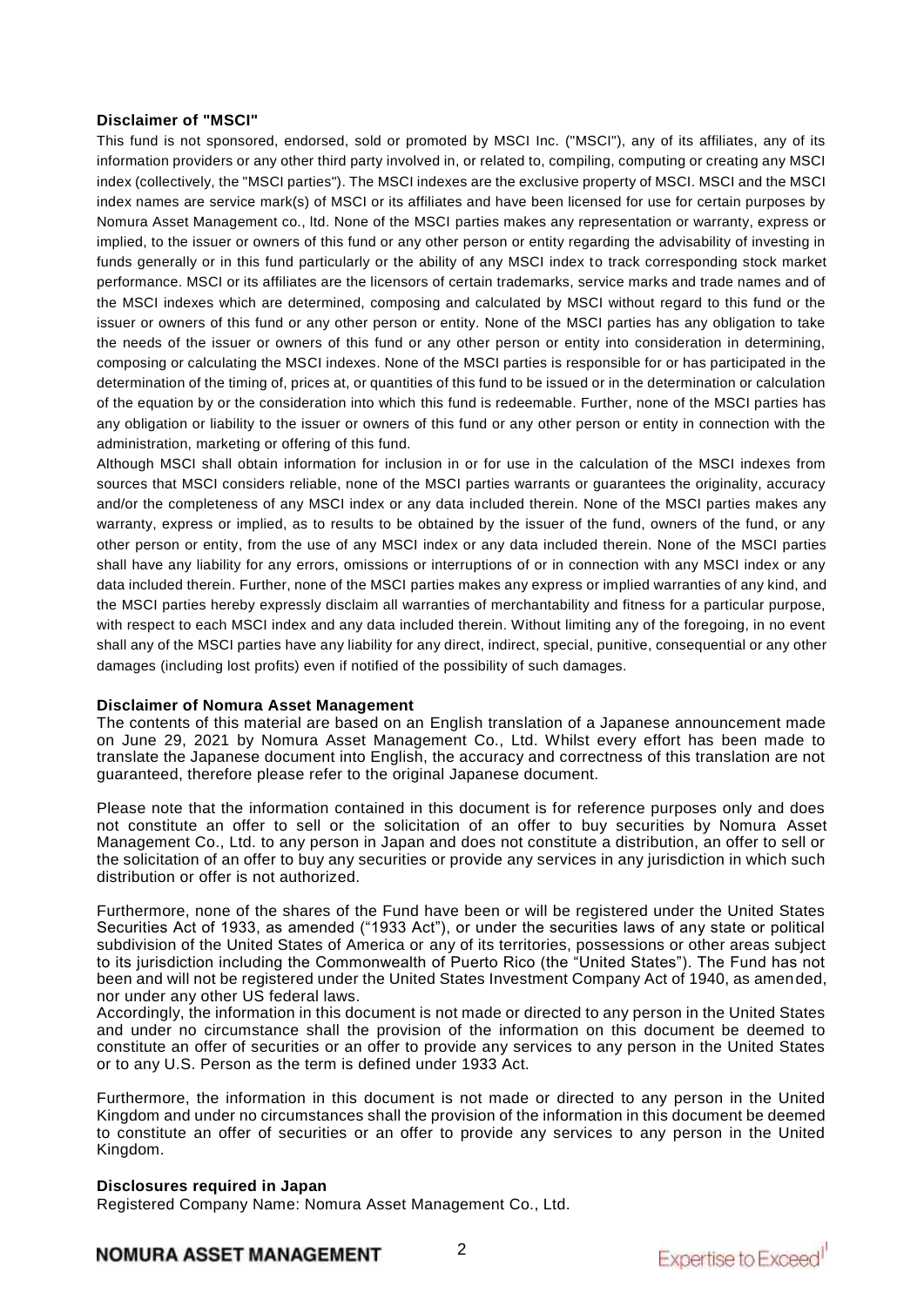**Disclaimer of "MSCI"**

This fund is not sponsored, endorsed, sold or promoted by MSCI Inc. ("MSCI"), any of its affiliates, any of its information providers or any other third party involved in, or related to, compiling, computing or creating any MSCI index (collectively, the "MSCI parties"). The MSCI indexes are the exclusive property of MSCI. MSCI and the MSCI index names are service mark(s) of MSCI or its affiliates and have been licensed for use for certain purposes by Nomura Asset Management co., ltd. None of the MSCI parties makes any representation or warranty, express or implied, to the issuer or owners of this fund or any other person or entity regarding the advisability of investing in funds generally or in this fund particularly or the ability of any MSCI index to track corresponding stock market performance. MSCI or its affiliates are the licensors of certain trademarks, service marks and trade names and of the MSCI indexes which are determined, composing and calculated by MSCI without regard to this fund or the issuer or owners of this fund or any other person or entity. None of the MSCI parties has any obligation to take the needs of the issuer or owners of this fund or any other person or entity into consideration in determining, composing or calculating the MSCI indexes. None of the MSCI parties is responsible for or has participated in the determination of the timing of, prices at, or quantities of this fund to be issued or in the determination or calculation of the equation by or the consideration into which this fund is redeemable. Further, none of the MSCI parties has any obligation or liability to the issuer or owners of this fund or any other person or entity in connection with the administration, marketing or offering of this fund.

Although MSCI shall obtain information for inclusion in or for use in the calculation of the MSCI indexes from sources that MSCI considers reliable, none of the MSCI parties warrants or guarantees the originality, accuracy and/or the completeness of any MSCI index or any data included therein. None of the MSCI parties makes any warranty, express or implied, as to results to be obtained by the issuer of the fund, owners of the fund, or any other person or entity, from the use of any MSCI index or any data included therein. None of the MSCI parties shall have any liability for any errors, omissions or interruptions of or in connection with any MSCI index or any data included therein. Further, none of the MSCI parties makes any express or implied warranties of any kind, and the MSCI parties hereby expressly disclaim all warranties of merchantability and fitness for a particular purpose, with respect to each MSCI index and any data included therein. Without limiting any of the foregoing, in no event shall any of the MSCI parties have any liability for any direct, indirect, special, punitive, consequential or any other damages (including lost profits) even if notified of the possibility of such damages.

**Disclaimer of Nomura Asset Management**

The contents of this material are based on an English translation of a Japanese announcement made on June 29, 2021 by Nomura Asset Management Co., Ltd. Whilst every effort has been made to translate the Japanese document into English, the accuracy and correctness of this translation are not guaranteed, therefore please refer to the original Japanese document.

Please note that the information contained in this document is for reference purposes only and does not constitute an offer to sell or the solicitation of an offer to buy securities by Nomura Asset Management Co., Ltd. to any person in Japan and does not constitute a distribution, an offer to sell or the solicitation of an offer to buy any securities or provide any services in any jurisdiction in which such distribution or offer is not authorized.

Furthermore, none of the shares of the Fund have been or will be registered under the United States Securities Act of 1933, as amended ("1933 Act"), or under the securities laws of any state or political subdivision of the United States of America or any of its territories, possessions or other areas subject to its jurisdiction including the Commonwealth of Puerto Rico (the "United States"). The Fund has not been and will not be registered under the United States Investment Company Act of 1940, as amended, nor under any other US federal laws.
Accordingly, the information in this document is not made or directed to any person in the United States and under no circumstance shall the provision of the information on this document be deemed to constitute an offer of securities or an offer to provide any services to any person in the United States or to any U.S. Person as the term is defined under 1933 Act.

Furthermore, the information in this document is not made or directed to any person in the United Kingdom and under no circumstances shall the provision of the information in this document be deemed to constitute an offer of securities or an offer to provide any services to any person in the United Kingdom.

**Disclosures required in Japan**

Registered Company Name: Nomura Asset Management Co., Ltd.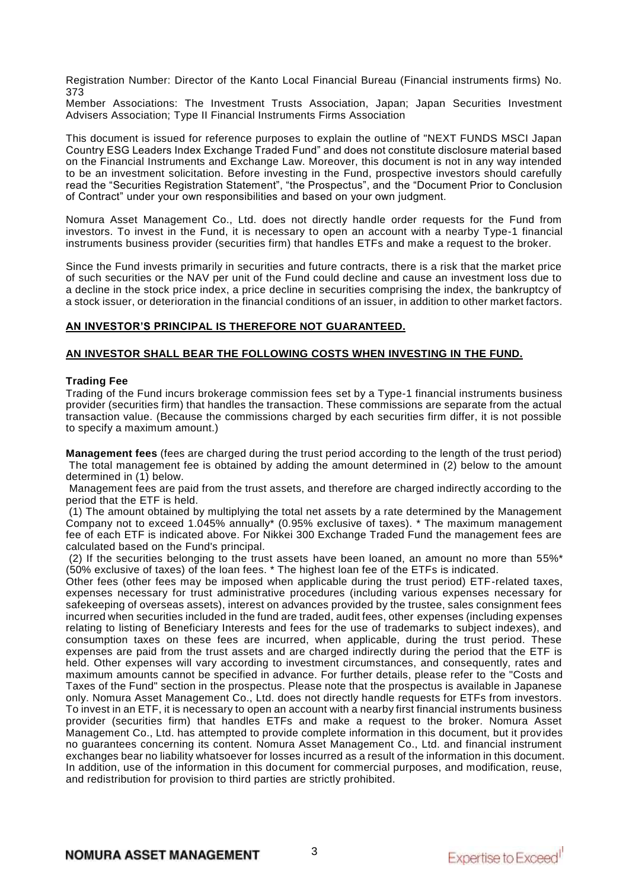Registration Number: Director of the Kanto Local Financial Bureau (Financial instruments firms) No. 373

Member Associations: The Investment Trusts Association, Japan; Japan Securities Investment Advisers Association; Type II Financial Instruments Firms Association

This document is issued for reference purposes to explain the outline of "NEXT FUNDS MSCI Japan Country ESG Leaders Index Exchange Traded Fund" and does not constitute disclosure material based on the Financial Instruments and Exchange Law. Moreover, this document is not in any way intended to be an investment solicitation. Before investing in the Fund, prospective investors should carefully read the "Securities Registration Statement", "the Prospectus", and the "Document Prior to Conclusion of Contract" under your own responsibilities and based on your own judgment.

Nomura Asset Management Co., Ltd. does not directly handle order requests for the Fund from investors. To invest in the Fund, it is necessary to open an account with a nearby Type-1 financial instruments business provider (securities firm) that handles ETFs and make a request to the broker.

Since the Fund invests primarily in securities and future contracts, there is a risk that the market price of such securities or the NAV per unit of the Fund could decline and cause an investment loss due to a decline in the stock price index, a price decline in securities comprising the index, the bankruptcy of a stock issuer, or deterioration in the financial conditions of an issuer, in addition to other market factors.

**AN INVESTOR'S PRINCIPAL IS THEREFORE NOT GUARANTEED.**

**AN INVESTOR SHALL BEAR THE FOLLOWING COSTS WHEN INVESTING IN THE FUND.**

**Trading Fee**

Trading of the Fund incurs brokerage commission fees set by a Type-1 financial instruments business provider (securities firm) that handles the transaction. These commissions are separate from the actual transaction value. (Because the commissions charged by each securities firm differ, it is not possible to specify a maximum amount.)

**Management fees** (fees are charged during the trust period according to the length of the trust period)
The total management fee is obtained by adding the amount determined in (2) below to the amount determined in (1) below.
Management fees are paid from the trust assets, and therefore are charged indirectly according to the period that the ETF is held.
(1) The amount obtained by multiplying the total net assets by a rate determined by the Management Company not to exceed 1.045% annually* (0.95% exclusive of taxes). * The maximum management fee of each ETF is indicated above. For Nikkei 300 Exchange Traded Fund the management fees are calculated based on the Fund's principal.
(2) If the securities belonging to the trust assets have been loaned, an amount no more than 55%* (50% exclusive of taxes) of the loan fees. * The highest loan fee of the ETFs is indicated.
Other fees (other fees may be imposed when applicable during the trust period) ETF-related taxes, expenses necessary for trust administrative procedures (including various expenses necessary for safekeeping of overseas assets), interest on advances provided by the trustee, sales consignment fees incurred when securities included in the fund are traded, audit fees, other expenses (including expenses relating to listing of Beneficiary Interests and fees for the use of trademarks to subject indexes), and consumption taxes on these fees are incurred, when applicable, during the trust period. These expenses are paid from the trust assets and are charged indirectly during the period that the ETF is held. Other expenses will vary according to investment circumstances, and consequently, rates and maximum amounts cannot be specified in advance. For further details, please refer to the "Costs and Taxes of the Fund" section in the prospectus. Please note that the prospectus is available in Japanese only. Nomura Asset Management Co., Ltd. does not directly handle requests for ETFs from investors. To invest in an ETF, it is necessary to open an account with a nearby first financial instruments business provider (securities firm) that handles ETFs and make a request to the broker. Nomura Asset Management Co., Ltd. has attempted to provide complete information in this document, but it provides no guarantees concerning its content. Nomura Asset Management Co., Ltd. and financial instrument exchanges bear no liability whatsoever for losses incurred as a result of the information in this document. In addition, use of the information in this document for commercial purposes, and modification, reuse, and redistribution for provision to third parties are strictly prohibited.